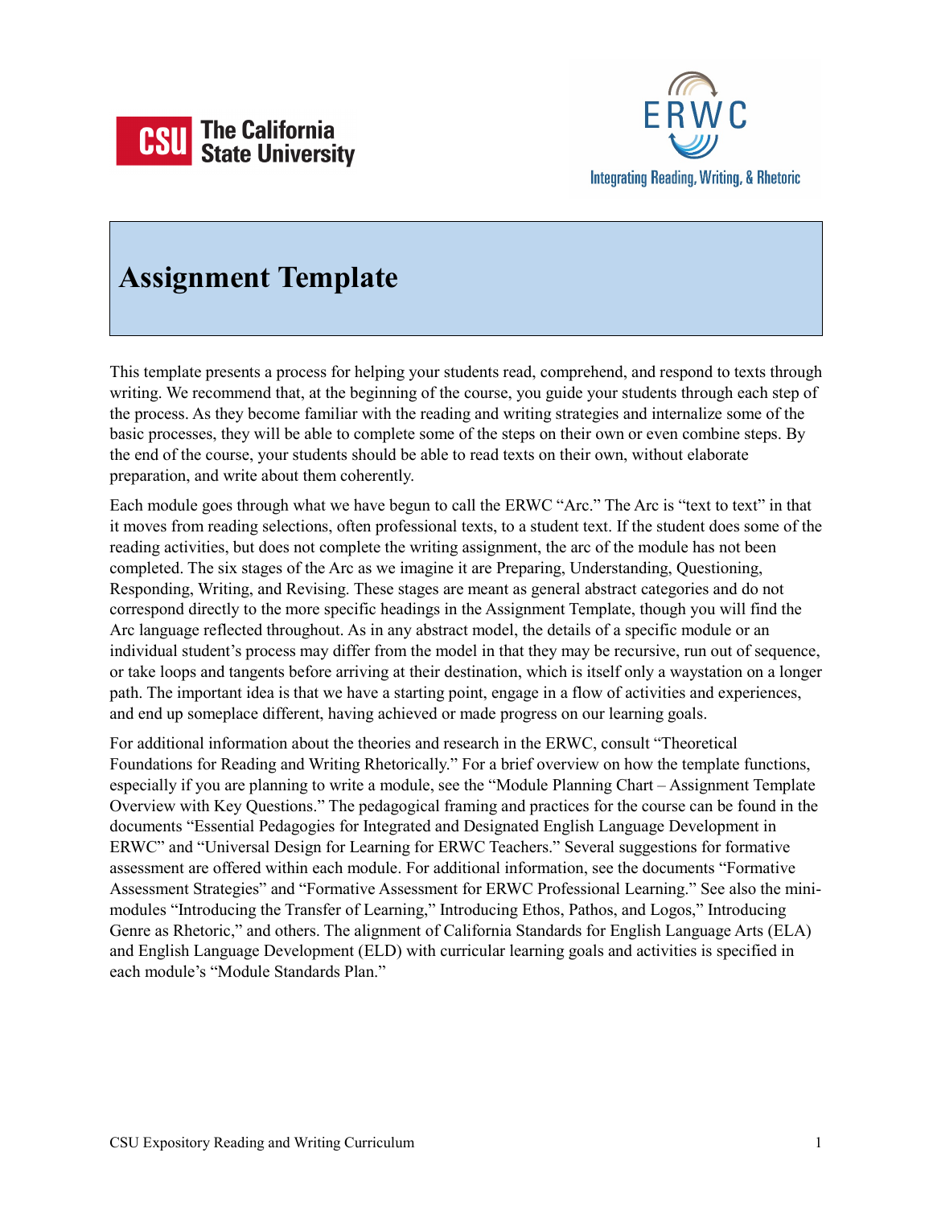# Assignment Template

This template presents a process for helping your students read, comprehend, and respond to texts through writing. We recommend that, at the beginning of the course, you guide your students through each step of the process. As they become familiar with the reading and writing strategies and internalize some of the basic processes, they will be able to complete some of the steps on their own or even combine steps. By the end of the course, your students should be able to read texts on their own, without elaborate preparation, and write about them coherently.

Each module goes through what we have begun to call the ERWC "Arc." The Arc is "text to text" in that it moves from reading selections, often professional texts, to a student text. If the student does some of the reading activities, but does not complete the writing assignment, the arc of the module has not been completed. The six stages of the Arc as we imagine it are Preparing, Understanding, Questioning, Responding, Writing, and Revising. These stages are meant as general abstract categories and do not correspond directly to the more specific headings in the Assignment Template, though you will find the Arc language reflected throughout. As in any abstract model, the details of a specific module or an individual student's process may differ from the model in that they may be recursive, run out of sequence, or take loops and tangents before arriving at their destination, which is itself only a waystation on a longer path. The important idea is that we have a starting point, engage in a flow of activities and experiences, and end up someplace different, having achieved or made progress on our learning goals.

For additional information about the theories and research in the ERWC, consult "Theoretical Foundations for Reading and Writing Rhetorically." For a brief overview on how the template functions, especially if you are planning to write a module, see the "Module Planning Chart – Assignment Template Overview with Key Questions." The pedagogical framing and practices for the course can be found in the documents "Essential Pedagogies for Integrated and Designated English Language Development in ERWC" and "Universal Design for Learning for ERWC Teachers." Several suggestions for formative assessment are offered within each module. For additional information, see the documents "Formative Assessment Strategies" and "Formative Assessment for ERWC Professional Learning." See also the mini-modules "Introducing the Transfer of Learning," Introducing Ethos, Pathos, and Logos," Introducing Genre as Rhetoric," and others. The alignment of California Standards for English Language Arts (ELA) and English Language Development (ELD) with curricular learning goals and activities is specified in each module's "Module Standards Plan."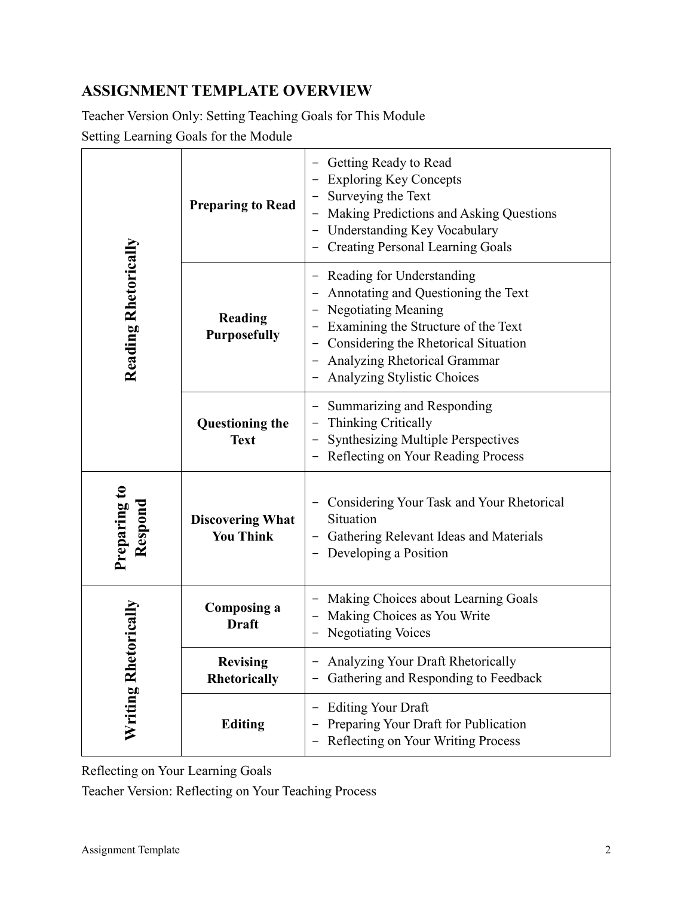## ASSIGNMENT TEMPLATE OVERVIEW

Teacher Version Only: Setting Teaching Goals for This Module

Setting Learning Goals for the Module

| | | |
|---|---|---|
| **Reading Rhetorically** | **Preparing to Read** | − Getting Ready to Read<br>− Exploring Key Concepts<br>− Surveying the Text<br>− Making Predictions and Asking Questions<br>− Understanding Key Vocabulary<br>− Creating Personal Learning Goals |
| | **Reading Purposefully** | − Reading for Understanding<br>− Annotating and Questioning the Text<br>− Negotiating Meaning<br>− Examining the Structure of the Text<br>− Considering the Rhetorical Situation<br>− Analyzing Rhetorical Grammar<br>− Analyzing Stylistic Choices |
| | **Questioning the Text** | − Summarizing and Responding<br>− Thinking Critically<br>− Synthesizing Multiple Perspectives<br>− Reflecting on Your Reading Process |
| **Preparing to Respond** | **Discovering What You Think** | − Considering Your Task and Your Rhetorical Situation<br>− Gathering Relevant Ideas and Materials<br>− Developing a Position |
| **Writing Rhetorically** | **Composing a Draft** | − Making Choices about Learning Goals<br>− Making Choices as You Write<br>− Negotiating Voices |
| | **Revising Rhetorically** | − Analyzing Your Draft Rhetorically<br>− Gathering and Responding to Feedback |
| | **Editing** | − Editing Your Draft<br>− Preparing Your Draft for Publication<br>− Reflecting on Your Writing Process |

Reflecting on Your Learning Goals

Teacher Version: Reflecting on Your Teaching Process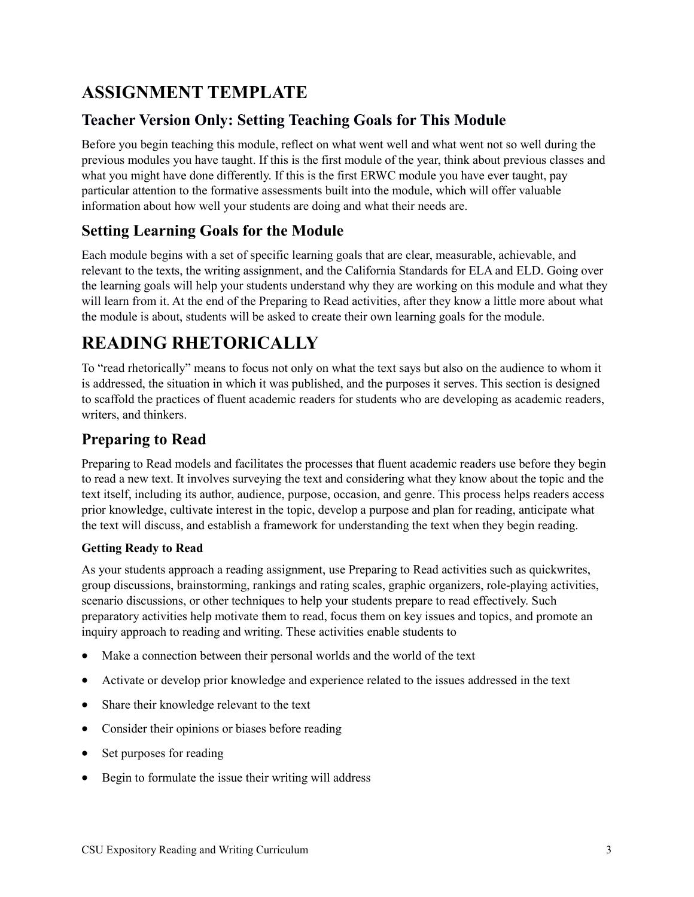# ASSIGNMENT TEMPLATE

## Teacher Version Only: Setting Teaching Goals for This Module

Before you begin teaching this module, reflect on what went well and what went not so well during the previous modules you have taught. If this is the first module of the year, think about previous classes and what you might have done differently. If this is the first ERWC module you have ever taught, pay particular attention to the formative assessments built into the module, which will offer valuable information about how well your students are doing and what their needs are.

## Setting Learning Goals for the Module

Each module begins with a set of specific learning goals that are clear, measurable, achievable, and relevant to the texts, the writing assignment, and the California Standards for ELA and ELD. Going over the learning goals will help your students understand why they are working on this module and what they will learn from it. At the end of the Preparing to Read activities, after they know a little more about what the module is about, students will be asked to create their own learning goals for the module.

# READING RHETORICALLY

To "read rhetorically" means to focus not only on what the text says but also on the audience to whom it is addressed, the situation in which it was published, and the purposes it serves. This section is designed to scaffold the practices of fluent academic readers for students who are developing as academic readers, writers, and thinkers.

## Preparing to Read

Preparing to Read models and facilitates the processes that fluent academic readers use before they begin to read a new text. It involves surveying the text and considering what they know about the topic and the text itself, including its author, audience, purpose, occasion, and genre. This process helps readers access prior knowledge, cultivate interest in the topic, develop a purpose and plan for reading, anticipate what the text will discuss, and establish a framework for understanding the text when they begin reading.

### Getting Ready to Read

As your students approach a reading assignment, use Preparing to Read activities such as quickwrites, group discussions, brainstorming, rankings and rating scales, graphic organizers, role-playing activities, scenario discussions, or other techniques to help your students prepare to read effectively. Such preparatory activities help motivate them to read, focus them on key issues and topics, and promote an inquiry approach to reading and writing. These activities enable students to

- Make a connection between their personal worlds and the world of the text
- Activate or develop prior knowledge and experience related to the issues addressed in the text
- Share their knowledge relevant to the text
- Consider their opinions or biases before reading
- Set purposes for reading
- Begin to formulate the issue their writing will address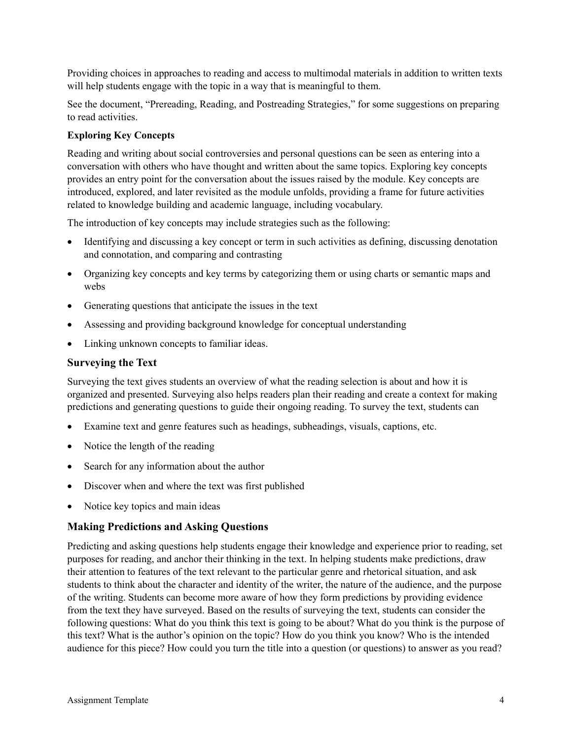Providing choices in approaches to reading and access to multimodal materials in addition to written texts will help students engage with the topic in a way that is meaningful to them.

See the document, "Prereading, Reading, and Postreading Strategies," for some suggestions on preparing to read activities.

**Exploring Key Concepts**

Reading and writing about social controversies and personal questions can be seen as entering into a conversation with others who have thought and written about the same topics. Exploring key concepts provides an entry point for the conversation about the issues raised by the module. Key concepts are introduced, explored, and later revisited as the module unfolds, providing a frame for future activities related to knowledge building and academic language, including vocabulary.

The introduction of key concepts may include strategies such as the following:

- Identifying and discussing a key concept or term in such activities as defining, discussing denotation and connotation, and comparing and contrasting
- Organizing key concepts and key terms by categorizing them or using charts or semantic maps and webs
- Generating questions that anticipate the issues in the text
- Assessing and providing background knowledge for conceptual understanding
- Linking unknown concepts to familiar ideas.

## Surveying the Text

Surveying the text gives students an overview of what the reading selection is about and how it is organized and presented. Surveying also helps readers plan their reading and create a context for making predictions and generating questions to guide their ongoing reading. To survey the text, students can

- Examine text and genre features such as headings, subheadings, visuals, captions, etc.
- Notice the length of the reading
- Search for any information about the author
- Discover when and where the text was first published
- Notice key topics and main ideas

## Making Predictions and Asking Questions

Predicting and asking questions help students engage their knowledge and experience prior to reading, set purposes for reading, and anchor their thinking in the text. In helping students make predictions, draw their attention to features of the text relevant to the particular genre and rhetorical situation, and ask students to think about the character and identity of the writer, the nature of the audience, and the purpose of the writing. Students can become more aware of how they form predictions by providing evidence from the text they have surveyed. Based on the results of surveying the text, students can consider the following questions: What do you think this text is going to be about? What do you think is the purpose of this text? What is the author's opinion on the topic? How do you think you know? Who is the intended audience for this piece? How could you turn the title into a question (or questions) to answer as you read?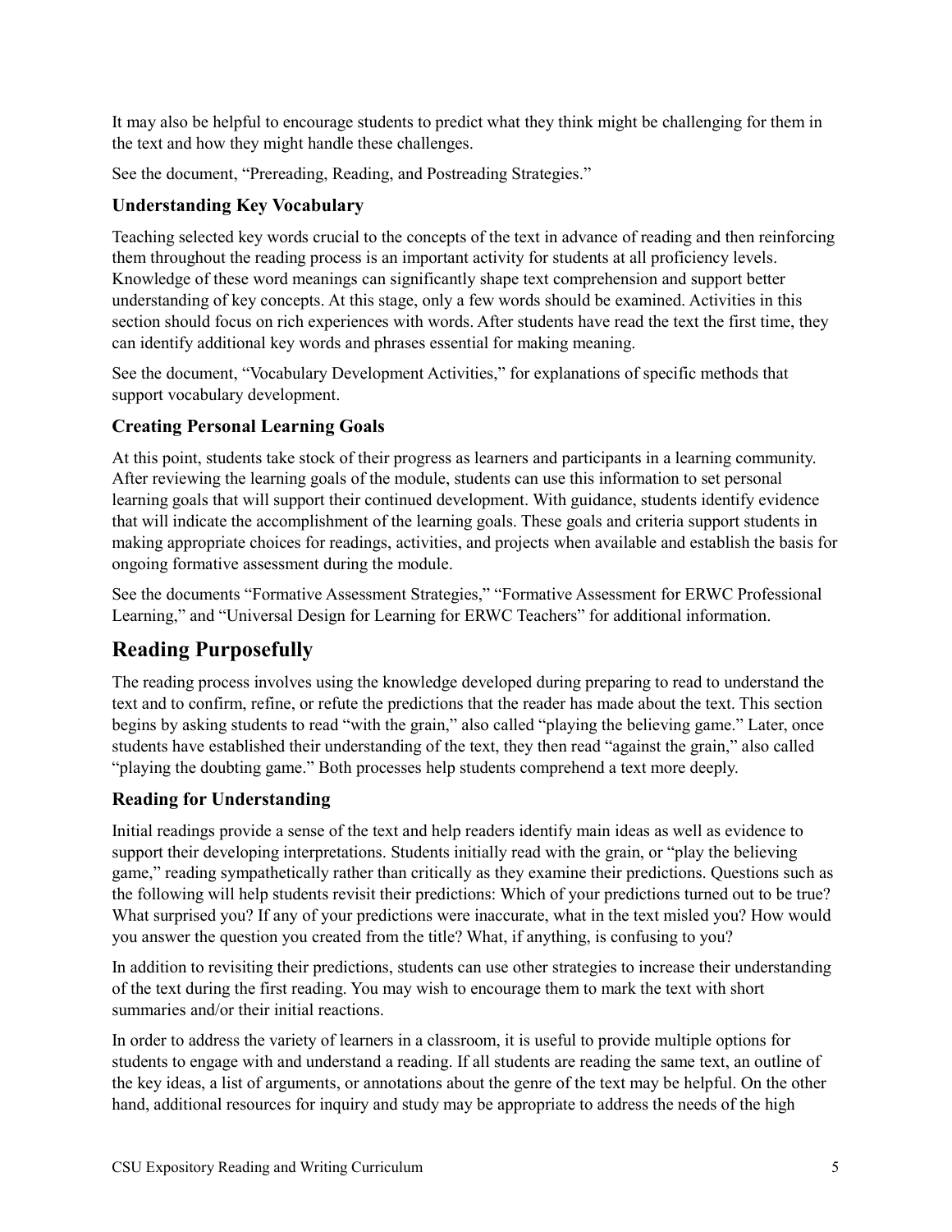It may also be helpful to encourage students to predict what they think might be challenging for them in the text and how they might handle these challenges.

See the document, "Prereading, Reading, and Postreading Strategies."

### Understanding Key Vocabulary

Teaching selected key words crucial to the concepts of the text in advance of reading and then reinforcing them throughout the reading process is an important activity for students at all proficiency levels. Knowledge of these word meanings can significantly shape text comprehension and support better understanding of key concepts. At this stage, only a few words should be examined. Activities in this section should focus on rich experiences with words. After students have read the text the first time, they can identify additional key words and phrases essential for making meaning.

See the document, "Vocabulary Development Activities," for explanations of specific methods that support vocabulary development.

### Creating Personal Learning Goals

At this point, students take stock of their progress as learners and participants in a learning community. After reviewing the learning goals of the module, students can use this information to set personal learning goals that will support their continued development. With guidance, students identify evidence that will indicate the accomplishment of the learning goals. These goals and criteria support students in making appropriate choices for readings, activities, and projects when available and establish the basis for ongoing formative assessment during the module.

See the documents "Formative Assessment Strategies," "Formative Assessment for ERWC Professional Learning," and "Universal Design for Learning for ERWC Teachers" for additional information.

## Reading Purposefully

The reading process involves using the knowledge developed during preparing to read to understand the text and to confirm, refine, or refute the predictions that the reader has made about the text. This section begins by asking students to read "with the grain," also called "playing the believing game." Later, once students have established their understanding of the text, they then read "against the grain," also called "playing the doubting game." Both processes help students comprehend a text more deeply.

### Reading for Understanding

Initial readings provide a sense of the text and help readers identify main ideas as well as evidence to support their developing interpretations. Students initially read with the grain, or "play the believing game," reading sympathetically rather than critically as they examine their predictions. Questions such as the following will help students revisit their predictions: Which of your predictions turned out to be true? What surprised you? If any of your predictions were inaccurate, what in the text misled you? How would you answer the question you created from the title? What, if anything, is confusing to you?

In addition to revisiting their predictions, students can use other strategies to increase their understanding of the text during the first reading. You may wish to encourage them to mark the text with short summaries and/or their initial reactions.

In order to address the variety of learners in a classroom, it is useful to provide multiple options for students to engage with and understand a reading. If all students are reading the same text, an outline of the key ideas, a list of arguments, or annotations about the genre of the text may be helpful. On the other hand, additional resources for inquiry and study may be appropriate to address the needs of the high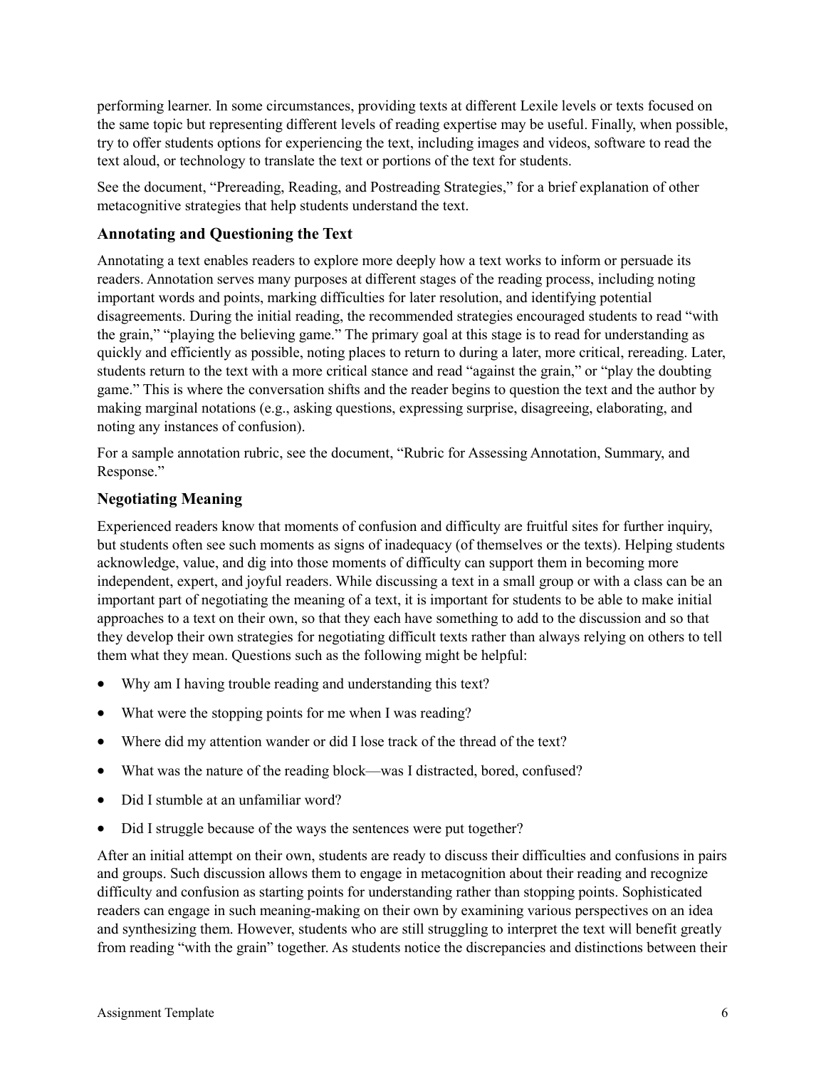performing learner. In some circumstances, providing texts at different Lexile levels or texts focused on the same topic but representing different levels of reading expertise may be useful. Finally, when possible, try to offer students options for experiencing the text, including images and videos, software to read the text aloud, or technology to translate the text or portions of the text for students.

See the document, "Prereading, Reading, and Postreading Strategies," for a brief explanation of other metacognitive strategies that help students understand the text.

### Annotating and Questioning the Text

Annotating a text enables readers to explore more deeply how a text works to inform or persuade its readers. Annotation serves many purposes at different stages of the reading process, including noting important words and points, marking difficulties for later resolution, and identifying potential disagreements. During the initial reading, the recommended strategies encouraged students to read "with the grain," "playing the believing game." The primary goal at this stage is to read for understanding as quickly and efficiently as possible, noting places to return to during a later, more critical, rereading. Later, students return to the text with a more critical stance and read "against the grain," or "play the doubting game." This is where the conversation shifts and the reader begins to question the text and the author by making marginal notations (e.g., asking questions, expressing surprise, disagreeing, elaborating, and noting any instances of confusion).

For a sample annotation rubric, see the document, "Rubric for Assessing Annotation, Summary, and Response."

### Negotiating Meaning

Experienced readers know that moments of confusion and difficulty are fruitful sites for further inquiry, but students often see such moments as signs of inadequacy (of themselves or the texts). Helping students acknowledge, value, and dig into those moments of difficulty can support them in becoming more independent, expert, and joyful readers. While discussing a text in a small group or with a class can be an important part of negotiating the meaning of a text, it is important for students to be able to make initial approaches to a text on their own, so that they each have something to add to the discussion and so that they develop their own strategies for negotiating difficult texts rather than always relying on others to tell them what they mean. Questions such as the following might be helpful:

- Why am I having trouble reading and understanding this text?
- What were the stopping points for me when I was reading?
- Where did my attention wander or did I lose track of the thread of the text?
- What was the nature of the reading block—was I distracted, bored, confused?
- Did I stumble at an unfamiliar word?
- Did I struggle because of the ways the sentences were put together?

After an initial attempt on their own, students are ready to discuss their difficulties and confusions in pairs and groups. Such discussion allows them to engage in metacognition about their reading and recognize difficulty and confusion as starting points for understanding rather than stopping points. Sophisticated readers can engage in such meaning-making on their own by examining various perspectives on an idea and synthesizing them. However, students who are still struggling to interpret the text will benefit greatly from reading "with the grain" together. As students notice the discrepancies and distinctions between their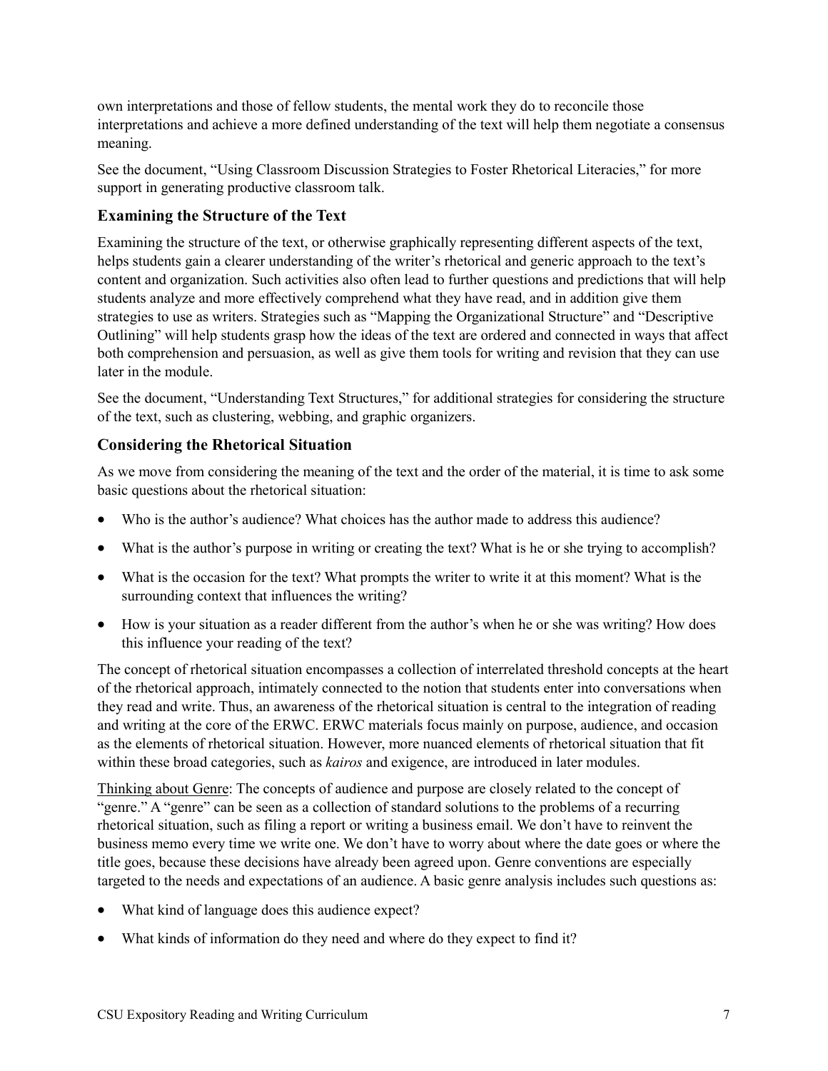own interpretations and those of fellow students, the mental work they do to reconcile those interpretations and achieve a more defined understanding of the text will help them negotiate a consensus meaning.

See the document, "Using Classroom Discussion Strategies to Foster Rhetorical Literacies," for more support in generating productive classroom talk.

### Examining the Structure of the Text

Examining the structure of the text, or otherwise graphically representing different aspects of the text, helps students gain a clearer understanding of the writer's rhetorical and generic approach to the text's content and organization. Such activities also often lead to further questions and predictions that will help students analyze and more effectively comprehend what they have read, and in addition give them strategies to use as writers. Strategies such as "Mapping the Organizational Structure" and "Descriptive Outlining" will help students grasp how the ideas of the text are ordered and connected in ways that affect both comprehension and persuasion, as well as give them tools for writing and revision that they can use later in the module.

See the document, "Understanding Text Structures," for additional strategies for considering the structure of the text, such as clustering, webbing, and graphic organizers.

### Considering the Rhetorical Situation

As we move from considering the meaning of the text and the order of the material, it is time to ask some basic questions about the rhetorical situation:

- Who is the author's audience? What choices has the author made to address this audience?
- What is the author's purpose in writing or creating the text? What is he or she trying to accomplish?
- What is the occasion for the text? What prompts the writer to write it at this moment? What is the surrounding context that influences the writing?
- How is your situation as a reader different from the author's when he or she was writing? How does this influence your reading of the text?

The concept of rhetorical situation encompasses a collection of interrelated threshold concepts at the heart of the rhetorical approach, intimately connected to the notion that students enter into conversations when they read and write. Thus, an awareness of the rhetorical situation is central to the integration of reading and writing at the core of the ERWC. ERWC materials focus mainly on purpose, audience, and occasion as the elements of rhetorical situation. However, more nuanced elements of rhetorical situation that fit within these broad categories, such as *kairos* and exigence, are introduced in later modules.

Thinking about Genre: The concepts of audience and purpose are closely related to the concept of "genre." A "genre" can be seen as a collection of standard solutions to the problems of a recurring rhetorical situation, such as filing a report or writing a business email. We don't have to reinvent the business memo every time we write one. We don't have to worry about where the date goes or where the title goes, because these decisions have already been agreed upon. Genre conventions are especially targeted to the needs and expectations of an audience. A basic genre analysis includes such questions as:

- What kind of language does this audience expect?
- What kinds of information do they need and where do they expect to find it?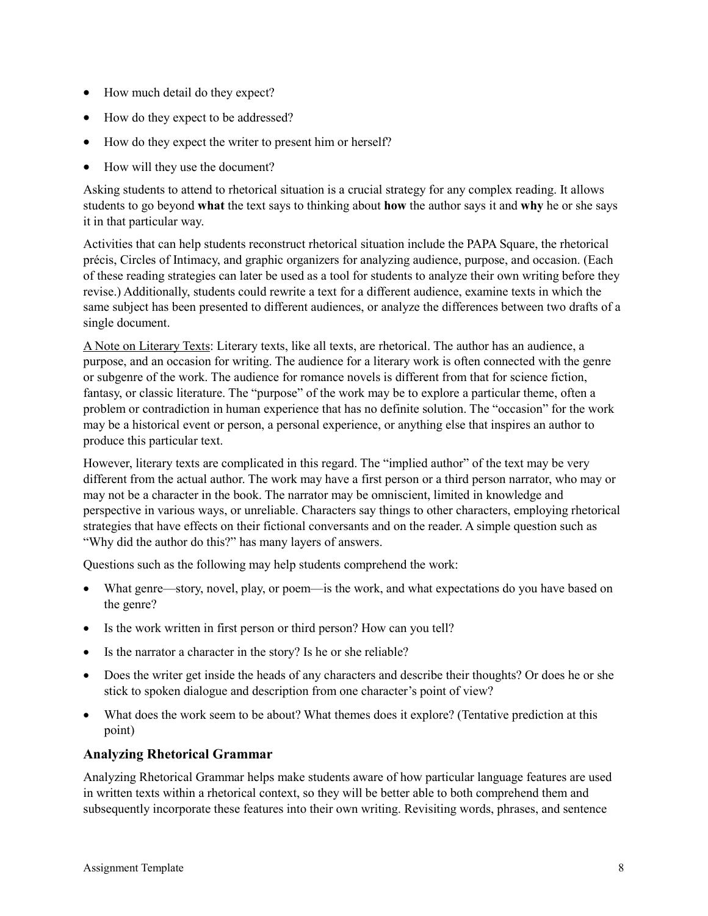- How much detail do they expect?
- How do they expect to be addressed?
- How do they expect the writer to present him or herself?
- How will they use the document?

Asking students to attend to rhetorical situation is a crucial strategy for any complex reading. It allows students to go beyond **what** the text says to thinking about **how** the author says it and **why** he or she says it in that particular way.

Activities that can help students reconstruct rhetorical situation include the PAPA Square, the rhetorical précis, Circles of Intimacy, and graphic organizers for analyzing audience, purpose, and occasion. (Each of these reading strategies can later be used as a tool for students to analyze their own writing before they revise.) Additionally, students could rewrite a text for a different audience, examine texts in which the same subject has been presented to different audiences, or analyze the differences between two drafts of a single document.

<u>A Note on Literary Texts</u>: Literary texts, like all texts, are rhetorical. The author has an audience, a purpose, and an occasion for writing. The audience for a literary work is often connected with the genre or subgenre of the work. The audience for romance novels is different from that for science fiction, fantasy, or classic literature. The "purpose" of the work may be to explore a particular theme, often a problem or contradiction in human experience that has no definite solution. The "occasion" for the work may be a historical event or person, a personal experience, or anything else that inspires an author to produce this particular text.

However, literary texts are complicated in this regard. The "implied author" of the text may be very different from the actual author. The work may have a first person or a third person narrator, who may or may not be a character in the book. The narrator may be omniscient, limited in knowledge and perspective in various ways, or unreliable. Characters say things to other characters, employing rhetorical strategies that have effects on their fictional conversants and on the reader. A simple question such as "Why did the author do this?" has many layers of answers.

Questions such as the following may help students comprehend the work:

- What genre—story, novel, play, or poem—is the work, and what expectations do you have based on the genre?
- Is the work written in first person or third person? How can you tell?
- Is the narrator a character in the story? Is he or she reliable?
- Does the writer get inside the heads of any characters and describe their thoughts? Or does he or she stick to spoken dialogue and description from one character's point of view?
- What does the work seem to be about? What themes does it explore? (Tentative prediction at this point)

### Analyzing Rhetorical Grammar

Analyzing Rhetorical Grammar helps make students aware of how particular language features are used in written texts within a rhetorical context, so they will be better able to both comprehend them and subsequently incorporate these features into their own writing. Revisiting words, phrases, and sentence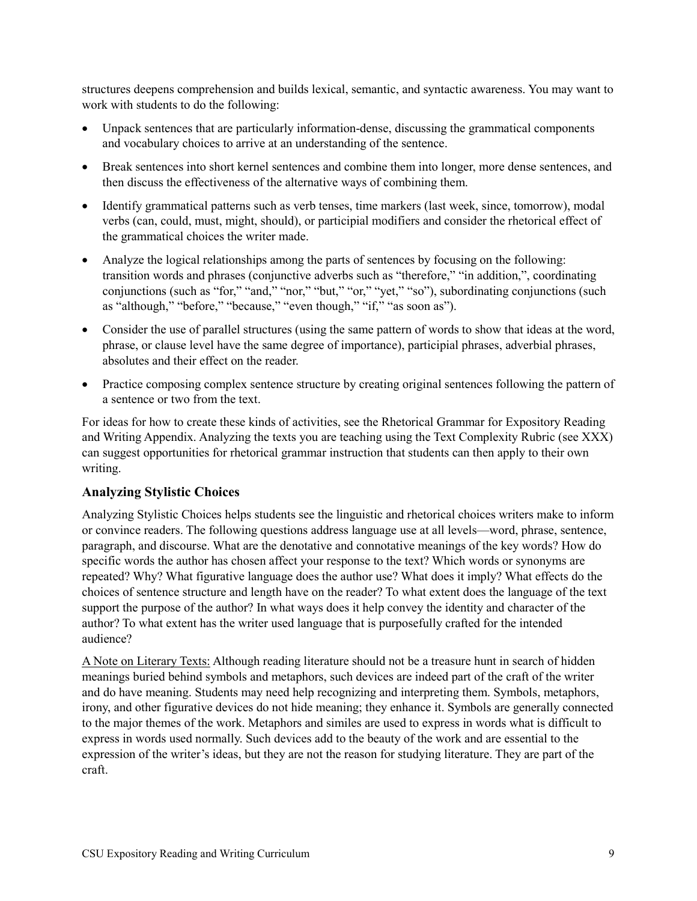structures deepens comprehension and builds lexical, semantic, and syntactic awareness. You may want to work with students to do the following:

- Unpack sentences that are particularly information-dense, discussing the grammatical components and vocabulary choices to arrive at an understanding of the sentence.
- Break sentences into short kernel sentences and combine them into longer, more dense sentences, and then discuss the effectiveness of the alternative ways of combining them.
- Identify grammatical patterns such as verb tenses, time markers (last week, since, tomorrow), modal verbs (can, could, must, might, should), or participial modifiers and consider the rhetorical effect of the grammatical choices the writer made.
- Analyze the logical relationships among the parts of sentences by focusing on the following: transition words and phrases (conjunctive adverbs such as "therefore," "in addition,", coordinating conjunctions (such as "for," "and," "nor," "but," "or," "yet," "so"), subordinating conjunctions (such as "although," "before," "because," "even though," "if," "as soon as").
- Consider the use of parallel structures (using the same pattern of words to show that ideas at the word, phrase, or clause level have the same degree of importance), participial phrases, adverbial phrases, absolutes and their effect on the reader.
- Practice composing complex sentence structure by creating original sentences following the pattern of a sentence or two from the text.

For ideas for how to create these kinds of activities, see the Rhetorical Grammar for Expository Reading and Writing Appendix. Analyzing the texts you are teaching using the Text Complexity Rubric (see XXX) can suggest opportunities for rhetorical grammar instruction that students can then apply to their own writing.

### Analyzing Stylistic Choices

Analyzing Stylistic Choices helps students see the linguistic and rhetorical choices writers make to inform or convince readers. The following questions address language use at all levels—word, phrase, sentence, paragraph, and discourse. What are the denotative and connotative meanings of the key words? How do specific words the author has chosen affect your response to the text? Which words or synonyms are repeated? Why? What figurative language does the author use? What does it imply? What effects do the choices of sentence structure and length have on the reader? To what extent does the language of the text support the purpose of the author? In what ways does it help convey the identity and character of the author? To what extent has the writer used language that is purposefully crafted for the intended audience?

<u>A Note on Literary Texts:</u> Although reading literature should not be a treasure hunt in search of hidden meanings buried behind symbols and metaphors, such devices are indeed part of the craft of the writer and do have meaning. Students may need help recognizing and interpreting them. Symbols, metaphors, irony, and other figurative devices do not hide meaning; they enhance it. Symbols are generally connected to the major themes of the work. Metaphors and similes are used to express in words what is difficult to express in words used normally. Such devices add to the beauty of the work and are essential to the expression of the writer's ideas, but they are not the reason for studying literature. They are part of the craft.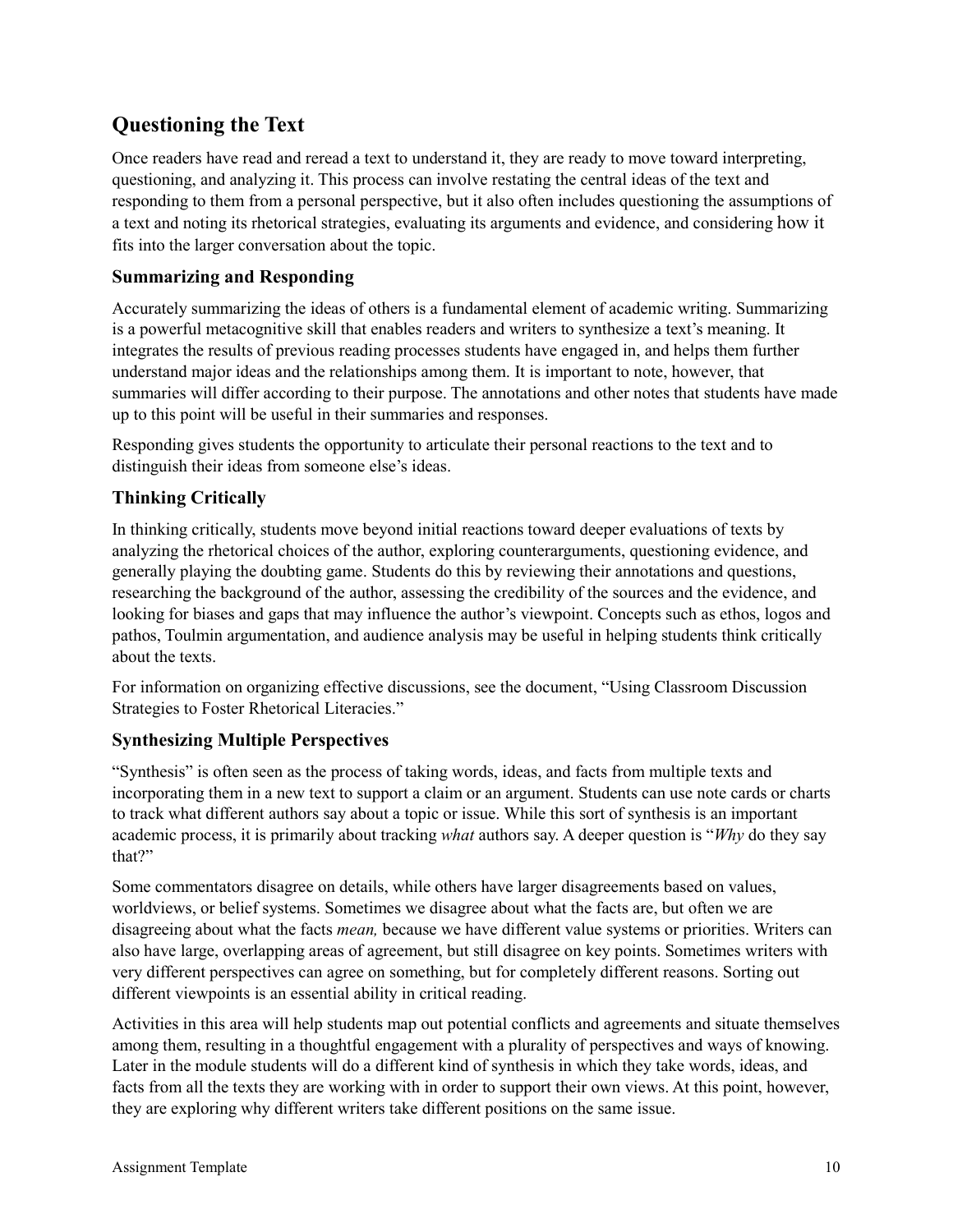## Questioning the Text

Once readers have read and reread a text to understand it, they are ready to move toward interpreting, questioning, and analyzing it. This process can involve restating the central ideas of the text and responding to them from a personal perspective, but it also often includes questioning the assumptions of a text and noting its rhetorical strategies, evaluating its arguments and evidence, and considering how it fits into the larger conversation about the topic.

### Summarizing and Responding

Accurately summarizing the ideas of others is a fundamental element of academic writing. Summarizing is a powerful metacognitive skill that enables readers and writers to synthesize a text's meaning. It integrates the results of previous reading processes students have engaged in, and helps them further understand major ideas and the relationships among them. It is important to note, however, that summaries will differ according to their purpose. The annotations and other notes that students have made up to this point will be useful in their summaries and responses.

Responding gives students the opportunity to articulate their personal reactions to the text and to distinguish their ideas from someone else's ideas.

### Thinking Critically

In thinking critically, students move beyond initial reactions toward deeper evaluations of texts by analyzing the rhetorical choices of the author, exploring counterarguments, questioning evidence, and generally playing the doubting game. Students do this by reviewing their annotations and questions, researching the background of the author, assessing the credibility of the sources and the evidence, and looking for biases and gaps that may influence the author's viewpoint. Concepts such as ethos, logos and pathos, Toulmin argumentation, and audience analysis may be useful in helping students think critically about the texts.

For information on organizing effective discussions, see the document, "Using Classroom Discussion Strategies to Foster Rhetorical Literacies."

### Synthesizing Multiple Perspectives

"Synthesis" is often seen as the process of taking words, ideas, and facts from multiple texts and incorporating them in a new text to support a claim or an argument. Students can use note cards or charts to track what different authors say about a topic or issue. While this sort of synthesis is an important academic process, it is primarily about tracking *what* authors say. A deeper question is "*Why* do they say that?"

Some commentators disagree on details, while others have larger disagreements based on values, worldviews, or belief systems. Sometimes we disagree about what the facts are, but often we are disagreeing about what the facts *mean,* because we have different value systems or priorities. Writers can also have large, overlapping areas of agreement, but still disagree on key points. Sometimes writers with very different perspectives can agree on something, but for completely different reasons. Sorting out different viewpoints is an essential ability in critical reading.

Activities in this area will help students map out potential conflicts and agreements and situate themselves among them, resulting in a thoughtful engagement with a plurality of perspectives and ways of knowing. Later in the module students will do a different kind of synthesis in which they take words, ideas, and facts from all the texts they are working with in order to support their own views. At this point, however, they are exploring why different writers take different positions on the same issue.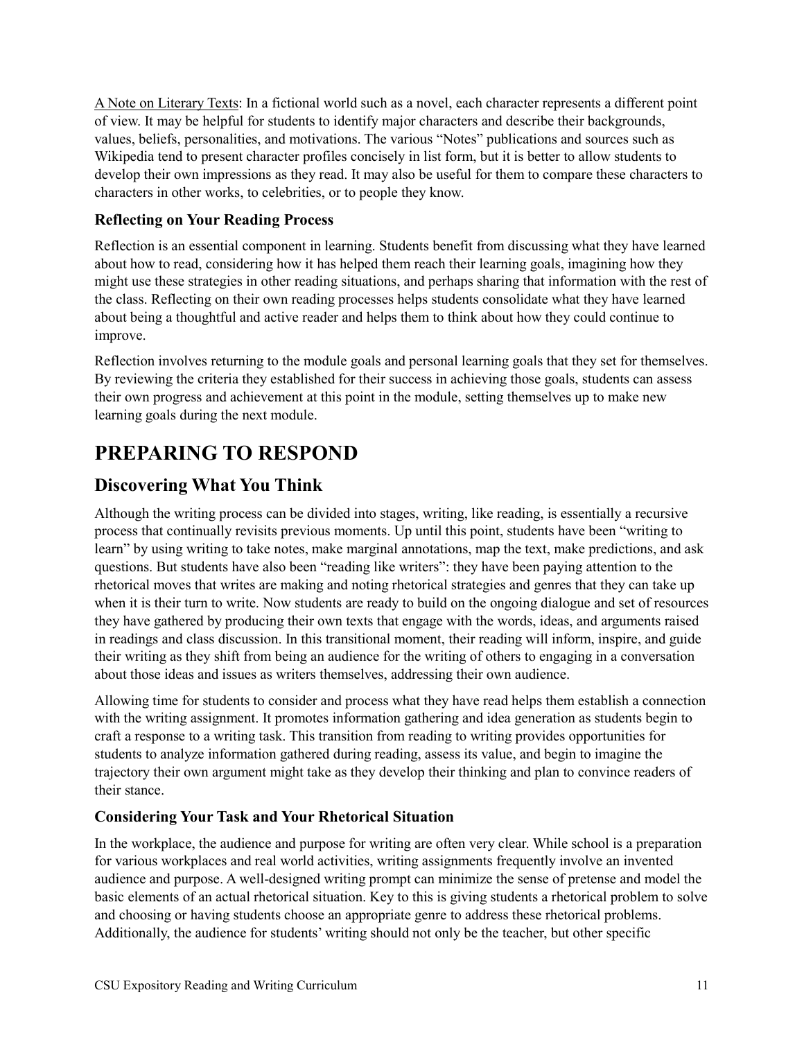A Note on Literary Texts: In a fictional world such as a novel, each character represents a different point of view. It may be helpful for students to identify major characters and describe their backgrounds, values, beliefs, personalities, and motivations. The various "Notes" publications and sources such as Wikipedia tend to present character profiles concisely in list form, but it is better to allow students to develop their own impressions as they read. It may also be useful for them to compare these characters to characters in other works, to celebrities, or to people they know.

### Reflecting on Your Reading Process

Reflection is an essential component in learning. Students benefit from discussing what they have learned about how to read, considering how it has helped them reach their learning goals, imagining how they might use these strategies in other reading situations, and perhaps sharing that information with the rest of the class. Reflecting on their own reading processes helps students consolidate what they have learned about being a thoughtful and active reader and helps them to think about how they could continue to improve.

Reflection involves returning to the module goals and personal learning goals that they set for themselves. By reviewing the criteria they established for their success in achieving those goals, students can assess their own progress and achievement at this point in the module, setting themselves up to make new learning goals during the next module.

# PREPARING TO RESPOND

## Discovering What You Think

Although the writing process can be divided into stages, writing, like reading, is essentially a recursive process that continually revisits previous moments. Up until this point, students have been "writing to learn" by using writing to take notes, make marginal annotations, map the text, make predictions, and ask questions. But students have also been "reading like writers": they have been paying attention to the rhetorical moves that writes are making and noting rhetorical strategies and genres that they can take up when it is their turn to write. Now students are ready to build on the ongoing dialogue and set of resources they have gathered by producing their own texts that engage with the words, ideas, and arguments raised in readings and class discussion. In this transitional moment, their reading will inform, inspire, and guide their writing as they shift from being an audience for the writing of others to engaging in a conversation about those ideas and issues as writers themselves, addressing their own audience.

Allowing time for students to consider and process what they have read helps them establish a connection with the writing assignment. It promotes information gathering and idea generation as students begin to craft a response to a writing task. This transition from reading to writing provides opportunities for students to analyze information gathered during reading, assess its value, and begin to imagine the trajectory their own argument might take as they develop their thinking and plan to convince readers of their stance.

### Considering Your Task and Your Rhetorical Situation

In the workplace, the audience and purpose for writing are often very clear. While school is a preparation for various workplaces and real world activities, writing assignments frequently involve an invented audience and purpose. A well-designed writing prompt can minimize the sense of pretense and model the basic elements of an actual rhetorical situation. Key to this is giving students a rhetorical problem to solve and choosing or having students choose an appropriate genre to address these rhetorical problems. Additionally, the audience for students' writing should not only be the teacher, but other specific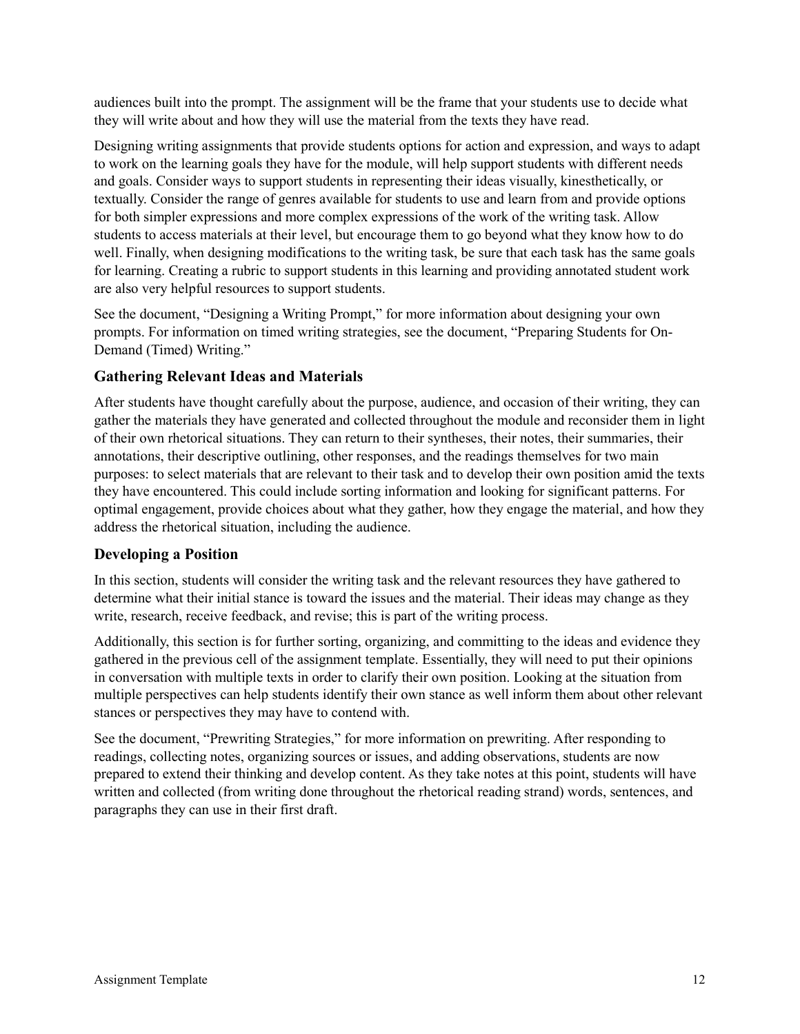audiences built into the prompt. The assignment will be the frame that your students use to decide what they will write about and how they will use the material from the texts they have read.

Designing writing assignments that provide students options for action and expression, and ways to adapt to work on the learning goals they have for the module, will help support students with different needs and goals. Consider ways to support students in representing their ideas visually, kinesthetically, or textually. Consider the range of genres available for students to use and learn from and provide options for both simpler expressions and more complex expressions of the work of the writing task. Allow students to access materials at their level, but encourage them to go beyond what they know how to do well. Finally, when designing modifications to the writing task, be sure that each task has the same goals for learning. Creating a rubric to support students in this learning and providing annotated student work are also very helpful resources to support students.

See the document, "Designing a Writing Prompt," for more information about designing your own prompts. For information on timed writing strategies, see the document, "Preparing Students for On-Demand (Timed) Writing."

### Gathering Relevant Ideas and Materials

After students have thought carefully about the purpose, audience, and occasion of their writing, they can gather the materials they have generated and collected throughout the module and reconsider them in light of their own rhetorical situations. They can return to their syntheses, their notes, their summaries, their annotations, their descriptive outlining, other responses, and the readings themselves for two main purposes: to select materials that are relevant to their task and to develop their own position amid the texts they have encountered. This could include sorting information and looking for significant patterns. For optimal engagement, provide choices about what they gather, how they engage the material, and how they address the rhetorical situation, including the audience.

### Developing a Position

In this section, students will consider the writing task and the relevant resources they have gathered to determine what their initial stance is toward the issues and the material. Their ideas may change as they write, research, receive feedback, and revise; this is part of the writing process.

Additionally, this section is for further sorting, organizing, and committing to the ideas and evidence they gathered in the previous cell of the assignment template. Essentially, they will need to put their opinions in conversation with multiple texts in order to clarify their own position. Looking at the situation from multiple perspectives can help students identify their own stance as well inform them about other relevant stances or perspectives they may have to contend with.

See the document, "Prewriting Strategies," for more information on prewriting. After responding to readings, collecting notes, organizing sources or issues, and adding observations, students are now prepared to extend their thinking and develop content. As they take notes at this point, students will have written and collected (from writing done throughout the rhetorical reading strand) words, sentences, and paragraphs they can use in their first draft.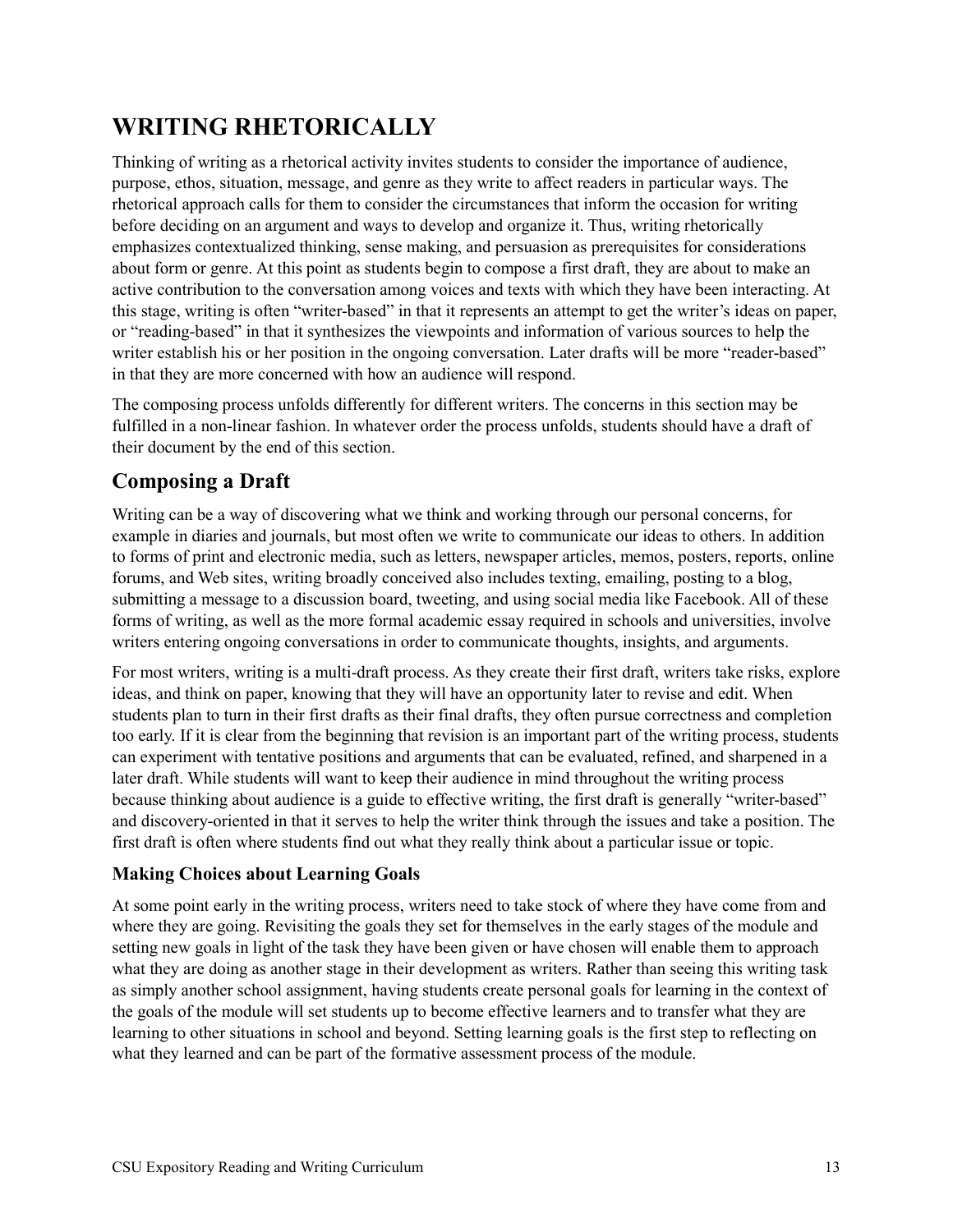# WRITING RHETORICALLY

Thinking of writing as a rhetorical activity invites students to consider the importance of audience, purpose, ethos, situation, message, and genre as they write to affect readers in particular ways. The rhetorical approach calls for them to consider the circumstances that inform the occasion for writing before deciding on an argument and ways to develop and organize it. Thus, writing rhetorically emphasizes contextualized thinking, sense making, and persuasion as prerequisites for considerations about form or genre. At this point as students begin to compose a first draft, they are about to make an active contribution to the conversation among voices and texts with which they have been interacting. At this stage, writing is often "writer-based" in that it represents an attempt to get the writer's ideas on paper, or "reading-based" in that it synthesizes the viewpoints and information of various sources to help the writer establish his or her position in the ongoing conversation. Later drafts will be more "reader-based" in that they are more concerned with how an audience will respond.

The composing process unfolds differently for different writers. The concerns in this section may be fulfilled in a non-linear fashion. In whatever order the process unfolds, students should have a draft of their document by the end of this section.

## Composing a Draft

Writing can be a way of discovering what we think and working through our personal concerns, for example in diaries and journals, but most often we write to communicate our ideas to others. In addition to forms of print and electronic media, such as letters, newspaper articles, memos, posters, reports, online forums, and Web sites, writing broadly conceived also includes texting, emailing, posting to a blog, submitting a message to a discussion board, tweeting, and using social media like Facebook. All of these forms of writing, as well as the more formal academic essay required in schools and universities, involve writers entering ongoing conversations in order to communicate thoughts, insights, and arguments.

For most writers, writing is a multi-draft process. As they create their first draft, writers take risks, explore ideas, and think on paper, knowing that they will have an opportunity later to revise and edit. When students plan to turn in their first drafts as their final drafts, they often pursue correctness and completion too early. If it is clear from the beginning that revision is an important part of the writing process, students can experiment with tentative positions and arguments that can be evaluated, refined, and sharpened in a later draft. While students will want to keep their audience in mind throughout the writing process because thinking about audience is a guide to effective writing, the first draft is generally "writer-based" and discovery-oriented in that it serves to help the writer think through the issues and take a position. The first draft is often where students find out what they really think about a particular issue or topic.

### Making Choices about Learning Goals

At some point early in the writing process, writers need to take stock of where they have come from and where they are going. Revisiting the goals they set for themselves in the early stages of the module and setting new goals in light of the task they have been given or have chosen will enable them to approach what they are doing as another stage in their development as writers. Rather than seeing this writing task as simply another school assignment, having students create personal goals for learning in the context of the goals of the module will set students up to become effective learners and to transfer what they are learning to other situations in school and beyond. Setting learning goals is the first step to reflecting on what they learned and can be part of the formative assessment process of the module.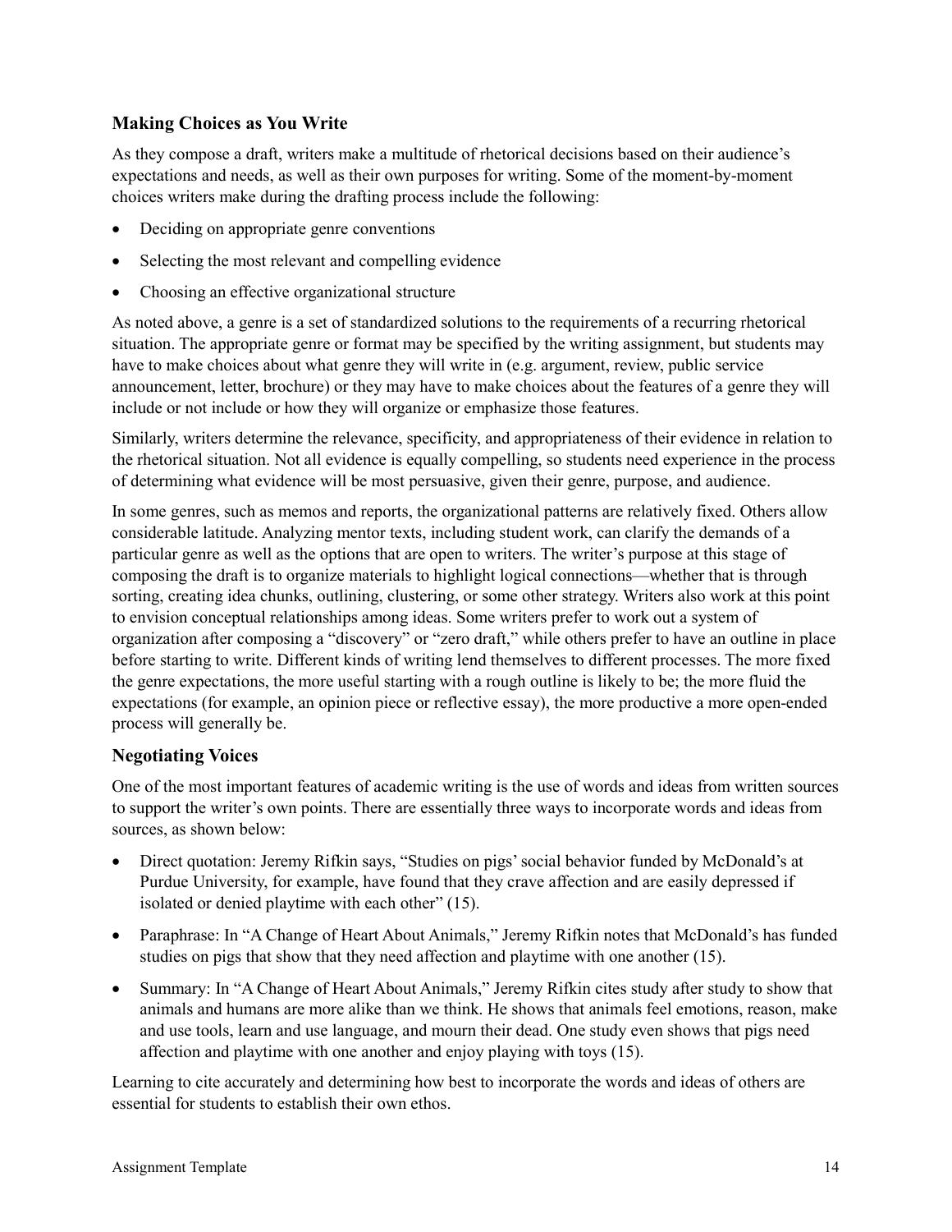### Making Choices as You Write

As they compose a draft, writers make a multitude of rhetorical decisions based on their audience's expectations and needs, as well as their own purposes for writing. Some of the moment-by-moment choices writers make during the drafting process include the following:

- Deciding on appropriate genre conventions
- Selecting the most relevant and compelling evidence
- Choosing an effective organizational structure

As noted above, a genre is a set of standardized solutions to the requirements of a recurring rhetorical situation. The appropriate genre or format may be specified by the writing assignment, but students may have to make choices about what genre they will write in (e.g. argument, review, public service announcement, letter, brochure) or they may have to make choices about the features of a genre they will include or not include or how they will organize or emphasize those features.

Similarly, writers determine the relevance, specificity, and appropriateness of their evidence in relation to the rhetorical situation. Not all evidence is equally compelling, so students need experience in the process of determining what evidence will be most persuasive, given their genre, purpose, and audience.

In some genres, such as memos and reports, the organizational patterns are relatively fixed. Others allow considerable latitude. Analyzing mentor texts, including student work, can clarify the demands of a particular genre as well as the options that are open to writers. The writer's purpose at this stage of composing the draft is to organize materials to highlight logical connections—whether that is through sorting, creating idea chunks, outlining, clustering, or some other strategy. Writers also work at this point to envision conceptual relationships among ideas. Some writers prefer to work out a system of organization after composing a "discovery" or "zero draft," while others prefer to have an outline in place before starting to write. Different kinds of writing lend themselves to different processes. The more fixed the genre expectations, the more useful starting with a rough outline is likely to be; the more fluid the expectations (for example, an opinion piece or reflective essay), the more productive a more open-ended process will generally be.

### Negotiating Voices

One of the most important features of academic writing is the use of words and ideas from written sources to support the writer's own points. There are essentially three ways to incorporate words and ideas from sources, as shown below:

- Direct quotation: Jeremy Rifkin says, "Studies on pigs' social behavior funded by McDonald's at Purdue University, for example, have found that they crave affection and are easily depressed if isolated or denied playtime with each other" (15).
- Paraphrase: In "A Change of Heart About Animals," Jeremy Rifkin notes that McDonald's has funded studies on pigs that show that they need affection and playtime with one another (15).
- Summary: In "A Change of Heart About Animals," Jeremy Rifkin cites study after study to show that animals and humans are more alike than we think. He shows that animals feel emotions, reason, make and use tools, learn and use language, and mourn their dead. One study even shows that pigs need affection and playtime with one another and enjoy playing with toys (15).

Learning to cite accurately and determining how best to incorporate the words and ideas of others are essential for students to establish their own ethos.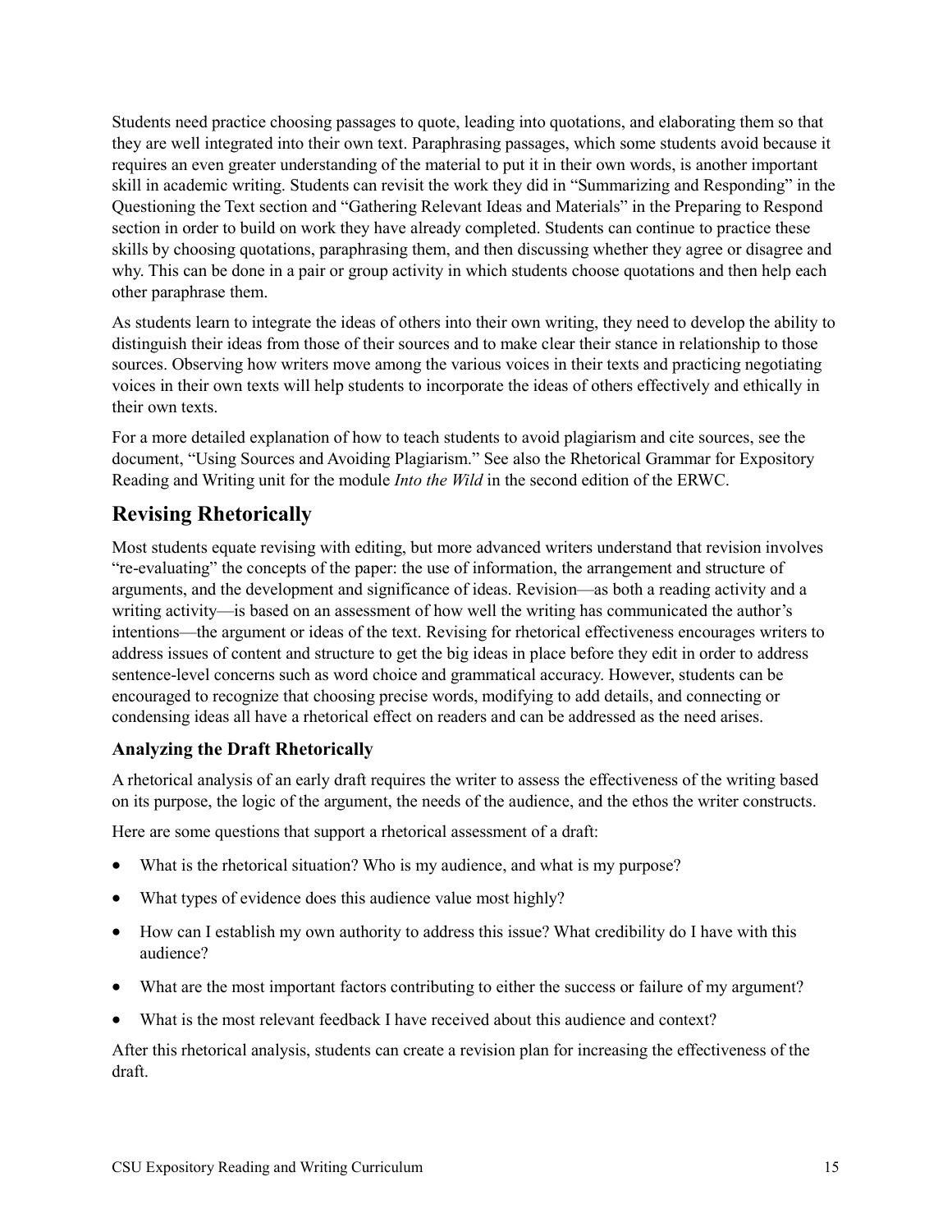Students need practice choosing passages to quote, leading into quotations, and elaborating them so that they are well integrated into their own text. Paraphrasing passages, which some students avoid because it requires an even greater understanding of the material to put it in their own words, is another important skill in academic writing. Students can revisit the work they did in "Summarizing and Responding" in the Questioning the Text section and "Gathering Relevant Ideas and Materials" in the Preparing to Respond section in order to build on work they have already completed. Students can continue to practice these skills by choosing quotations, paraphrasing them, and then discussing whether they agree or disagree and why. This can be done in a pair or group activity in which students choose quotations and then help each other paraphrase them.

As students learn to integrate the ideas of others into their own writing, they need to develop the ability to distinguish their ideas from those of their sources and to make clear their stance in relationship to those sources. Observing how writers move among the various voices in their texts and practicing negotiating voices in their own texts will help students to incorporate the ideas of others effectively and ethically in their own texts.

For a more detailed explanation of how to teach students to avoid plagiarism and cite sources, see the document, "Using Sources and Avoiding Plagiarism." See also the Rhetorical Grammar for Expository Reading and Writing unit for the module *Into the Wild* in the second edition of the ERWC.

## Revising Rhetorically

Most students equate revising with editing, but more advanced writers understand that revision involves "re-evaluating" the concepts of the paper: the use of information, the arrangement and structure of arguments, and the development and significance of ideas. Revision—as both a reading activity and a writing activity—is based on an assessment of how well the writing has communicated the author's intentions—the argument or ideas of the text. Revising for rhetorical effectiveness encourages writers to address issues of content and structure to get the big ideas in place before they edit in order to address sentence-level concerns such as word choice and grammatical accuracy. However, students can be encouraged to recognize that choosing precise words, modifying to add details, and connecting or condensing ideas all have a rhetorical effect on readers and can be addressed as the need arises.

### Analyzing the Draft Rhetorically

A rhetorical analysis of an early draft requires the writer to assess the effectiveness of the writing based on its purpose, the logic of the argument, the needs of the audience, and the ethos the writer constructs.

Here are some questions that support a rhetorical assessment of a draft:

- What is the rhetorical situation? Who is my audience, and what is my purpose?
- What types of evidence does this audience value most highly?
- How can I establish my own authority to address this issue? What credibility do I have with this audience?
- What are the most important factors contributing to either the success or failure of my argument?
- What is the most relevant feedback I have received about this audience and context?

After this rhetorical analysis, students can create a revision plan for increasing the effectiveness of the draft.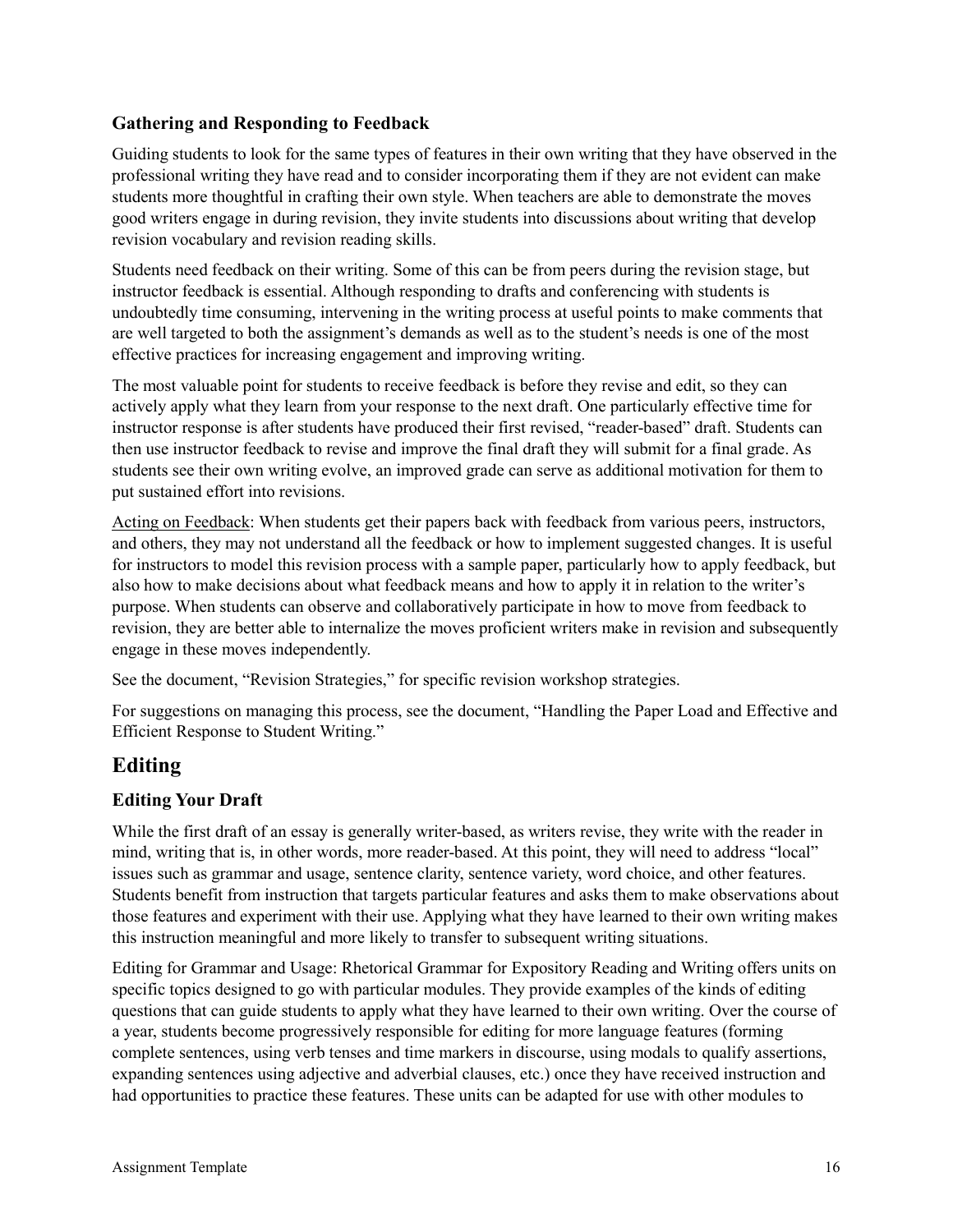### Gathering and Responding to Feedback

Guiding students to look for the same types of features in their own writing that they have observed in the professional writing they have read and to consider incorporating them if they are not evident can make students more thoughtful in crafting their own style. When teachers are able to demonstrate the moves good writers engage in during revision, they invite students into discussions about writing that develop revision vocabulary and revision reading skills.

Students need feedback on their writing. Some of this can be from peers during the revision stage, but instructor feedback is essential. Although responding to drafts and conferencing with students is undoubtedly time consuming, intervening in the writing process at useful points to make comments that are well targeted to both the assignment's demands as well as to the student's needs is one of the most effective practices for increasing engagement and improving writing.

The most valuable point for students to receive feedback is before they revise and edit, so they can actively apply what they learn from your response to the next draft. One particularly effective time for instructor response is after students have produced their first revised, "reader-based" draft. Students can then use instructor feedback to revise and improve the final draft they will submit for a final grade. As students see their own writing evolve, an improved grade can serve as additional motivation for them to put sustained effort into revisions.

<u>Acting on Feedback</u>: When students get their papers back with feedback from various peers, instructors, and others, they may not understand all the feedback or how to implement suggested changes. It is useful for instructors to model this revision process with a sample paper, particularly how to apply feedback, but also how to make decisions about what feedback means and how to apply it in relation to the writer's purpose. When students can observe and collaboratively participate in how to move from feedback to revision, they are better able to internalize the moves proficient writers make in revision and subsequently engage in these moves independently.

See the document, "Revision Strategies," for specific revision workshop strategies.

For suggestions on managing this process, see the document, "Handling the Paper Load and Effective and Efficient Response to Student Writing."

## Editing

### Editing Your Draft

While the first draft of an essay is generally writer-based, as writers revise, they write with the reader in mind, writing that is, in other words, more reader-based. At this point, they will need to address "local" issues such as grammar and usage, sentence clarity, sentence variety, word choice, and other features. Students benefit from instruction that targets particular features and asks them to make observations about those features and experiment with their use. Applying what they have learned to their own writing makes this instruction meaningful and more likely to transfer to subsequent writing situations.

Editing for Grammar and Usage: Rhetorical Grammar for Expository Reading and Writing offers units on specific topics designed to go with particular modules. They provide examples of the kinds of editing questions that can guide students to apply what they have learned to their own writing. Over the course of a year, students become progressively responsible for editing for more language features (forming complete sentences, using verb tenses and time markers in discourse, using modals to qualify assertions, expanding sentences using adjective and adverbial clauses, etc.) once they have received instruction and had opportunities to practice these features. These units can be adapted for use with other modules to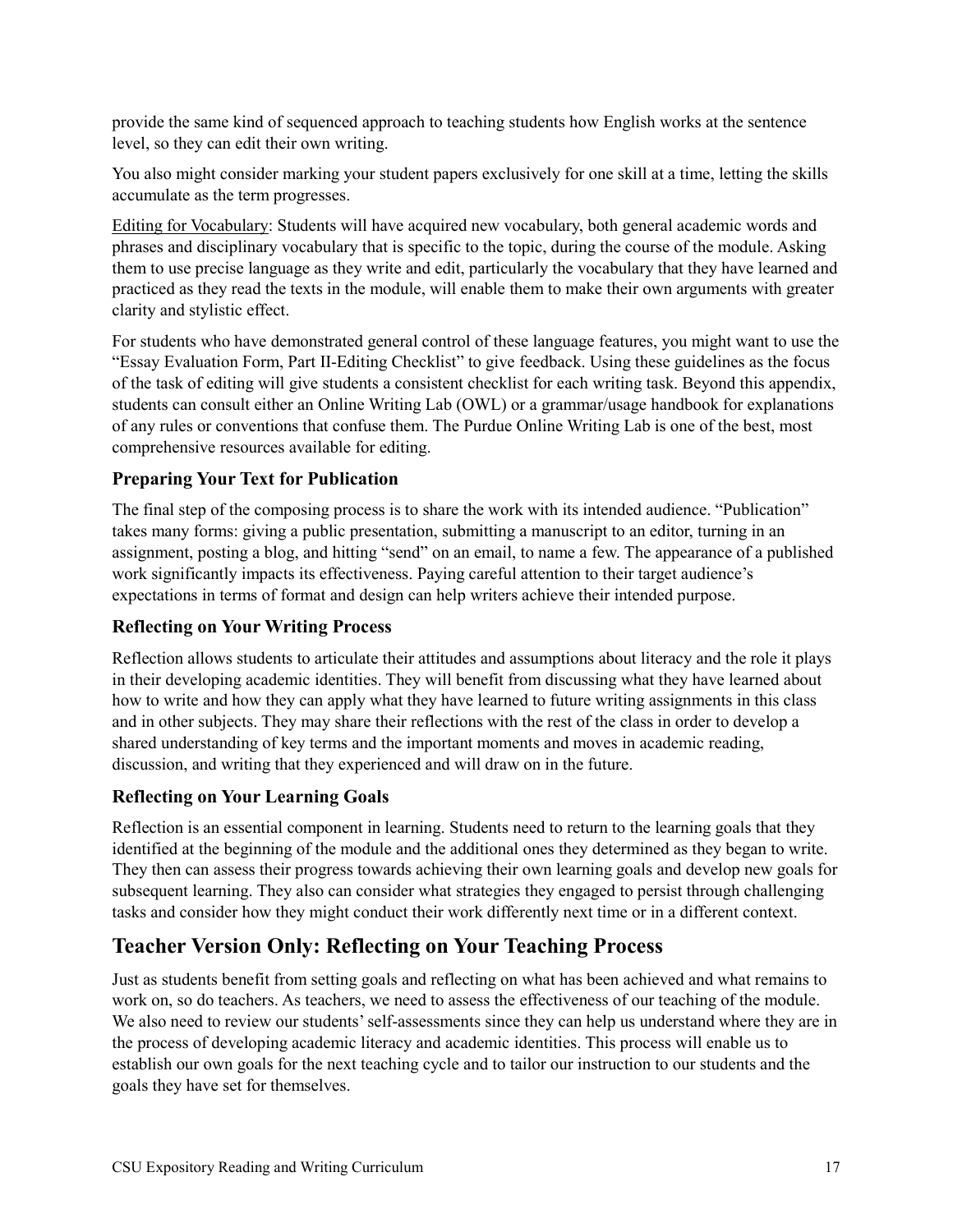provide the same kind of sequenced approach to teaching students how English works at the sentence level, so they can edit their own writing.

You also might consider marking your student papers exclusively for one skill at a time, letting the skills accumulate as the term progresses.

<u>Editing for Vocabulary</u>: Students will have acquired new vocabulary, both general academic words and phrases and disciplinary vocabulary that is specific to the topic, during the course of the module. Asking them to use precise language as they write and edit, particularly the vocabulary that they have learned and practiced as they read the texts in the module, will enable them to make their own arguments with greater clarity and stylistic effect.

For students who have demonstrated general control of these language features, you might want to use the "Essay Evaluation Form, Part II-Editing Checklist" to give feedback. Using these guidelines as the focus of the task of editing will give students a consistent checklist for each writing task. Beyond this appendix, students can consult either an Online Writing Lab (OWL) or a grammar/usage handbook for explanations of any rules or conventions that confuse them. The Purdue Online Writing Lab is one of the best, most comprehensive resources available for editing.

### Preparing Your Text for Publication

The final step of the composing process is to share the work with its intended audience. "Publication" takes many forms: giving a public presentation, submitting a manuscript to an editor, turning in an assignment, posting a blog, and hitting "send" on an email, to name a few. The appearance of a published work significantly impacts its effectiveness. Paying careful attention to their target audience's expectations in terms of format and design can help writers achieve their intended purpose.

### Reflecting on Your Writing Process

Reflection allows students to articulate their attitudes and assumptions about literacy and the role it plays in their developing academic identities. They will benefit from discussing what they have learned about how to write and how they can apply what they have learned to future writing assignments in this class and in other subjects. They may share their reflections with the rest of the class in order to develop a shared understanding of key terms and the important moments and moves in academic reading, discussion, and writing that they experienced and will draw on in the future.

### Reflecting on Your Learning Goals

Reflection is an essential component in learning. Students need to return to the learning goals that they identified at the beginning of the module and the additional ones they determined as they began to write. They then can assess their progress towards achieving their own learning goals and develop new goals for subsequent learning. They also can consider what strategies they engaged to persist through challenging tasks and consider how they might conduct their work differently next time or in a different context.

## Teacher Version Only: Reflecting on Your Teaching Process

Just as students benefit from setting goals and reflecting on what has been achieved and what remains to work on, so do teachers. As teachers, we need to assess the effectiveness of our teaching of the module. We also need to review our students' self-assessments since they can help us understand where they are in the process of developing academic literacy and academic identities. This process will enable us to establish our own goals for the next teaching cycle and to tailor our instruction to our students and the goals they have set for themselves.